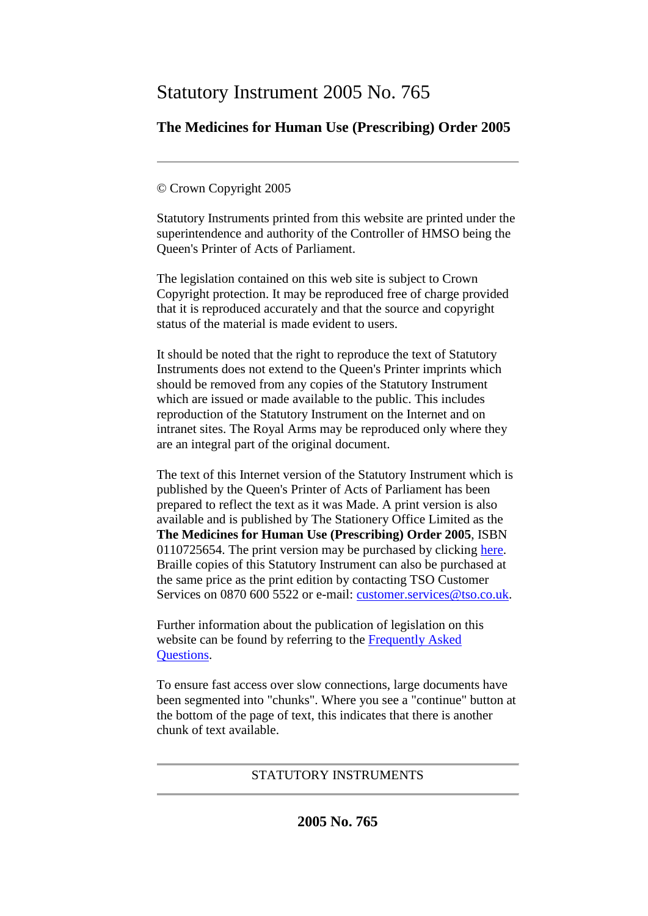# Statutory Instrument 2005 No. 765

## The Medicines for Human Use (Prescribing) Order 2005

---

© Crown Copyright 2005

Statutory Instruments printed from this website are printed under the superintendence and authority of the Controller of HMSO being the Queen's Printer of Acts of Parliament.

The legislation contained on this web site is subject to Crown Copyright protection. It may be reproduced free of charge provided that it is reproduced accurately and that the source and copyright status of the material is made evident to users.

It should be noted that the right to reproduce the text of Statutory Instruments does not extend to the Queen's Printer imprints which should be removed from any copies of the Statutory Instrument which are issued or made available to the public. This includes reproduction of the Statutory Instrument on the Internet and on intranet sites. The Royal Arms may be reproduced only where they are an integral part of the original document.

The text of this Internet version of the Statutory Instrument which is published by the Queen's Printer of Acts of Parliament has been prepared to reflect the text as it was Made. A print version is also available and is published by The Stationery Office Limited as the **The Medicines for Human Use (Prescribing) Order 2005**, ISBN 0110725654. The print version may be purchased by clicking here. Braille copies of this Statutory Instrument can also be purchased at the same price as the print edition by contacting TSO Customer Services on 0870 600 5522 or e-mail: customer.services@tso.co.uk.

Further information about the publication of legislation on this website can be found by referring to the Frequently Asked Questions.

To ensure fast access over slow connections, large documents have been segmented into "chunks". Where you see a "continue" button at the bottom of the page of text, this indicates that there is another chunk of text available.

---

STATUTORY INSTRUMENTS

---

**2005 No. 765**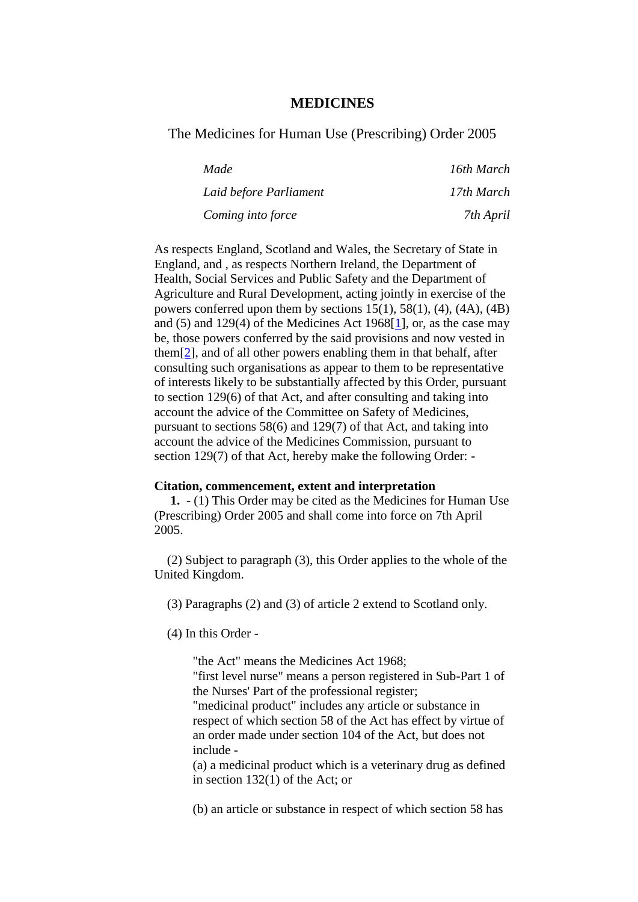# MEDICINES

## The Medicines for Human Use (Prescribing) Order 2005

| | |
|---|---|
| *Made* | *16th March* |
| *Laid before Parliament* | *17th March* |
| *Coming into force* | *7th April* |

As respects England, Scotland and Wales, the Secretary of State in England, and , as respects Northern Ireland, the Department of Health, Social Services and Public Safety and the Department of Agriculture and Rural Development, acting jointly in exercise of the powers conferred upon them by sections 15(1), 58(1), (4), (4A), (4B) and (5) and 129(4) of the Medicines Act 1968[1], or, as the case may be, those powers conferred by the said provisions and now vested in them[2], and of all other powers enabling them in that behalf, after consulting such organisations as appear to them to be representative of interests likely to be substantially affected by this Order, pursuant to section 129(6) of that Act, and after consulting and taking into account the advice of the Committee on Safety of Medicines, pursuant to sections 58(6) and 129(7) of that Act, and taking into account the advice of the Medicines Commission, pursuant to section 129(7) of that Act, hereby make the following Order: -

**Citation, commencement, extent and interpretation**

**1.** - (1) This Order may be cited as the Medicines for Human Use (Prescribing) Order 2005 and shall come into force on 7th April 2005.

(2) Subject to paragraph (3), this Order applies to the whole of the United Kingdom.

(3) Paragraphs (2) and (3) of article 2 extend to Scotland only.

(4) In this Order -

"the Act" means the Medicines Act 1968;

"first level nurse" means a person registered in Sub-Part 1 of the Nurses' Part of the professional register;

"medicinal product" includes any article or substance in respect of which section 58 of the Act has effect by virtue of an order made under section 104 of the Act, but does not include -

(a) a medicinal product which is a veterinary drug as defined in section 132(1) of the Act; or

(b) an article or substance in respect of which section 58 has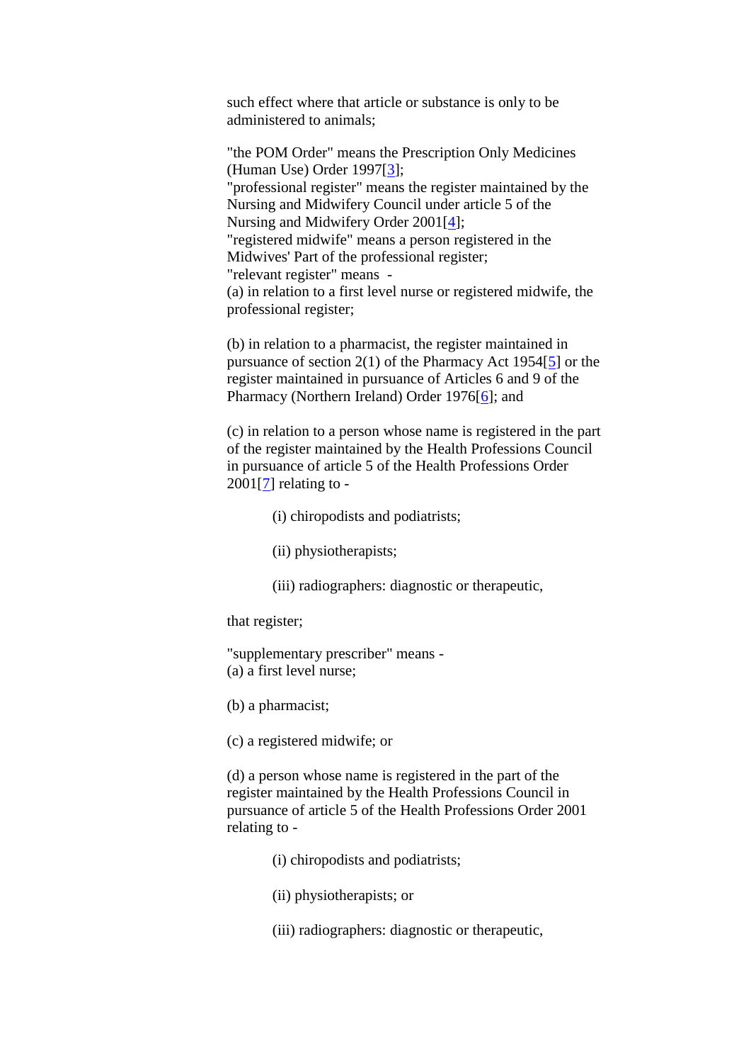such effect where that article or substance is only to be administered to animals;

"the POM Order" means the Prescription Only Medicines (Human Use) Order 1997[3];
"professional register" means the register maintained by the Nursing and Midwifery Council under article 5 of the Nursing and Midwifery Order 2001[4];
"registered midwife" means a person registered in the Midwives' Part of the professional register;
"relevant register" means -
(a) in relation to a first level nurse or registered midwife, the professional register;

(b) in relation to a pharmacist, the register maintained in pursuance of section 2(1) of the Pharmacy Act 1954[5] or the register maintained in pursuance of Articles 6 and 9 of the Pharmacy (Northern Ireland) Order 1976[6]; and

(c) in relation to a person whose name is registered in the part of the register maintained by the Health Professions Council in pursuance of article 5 of the Health Professions Order 2001[7] relating to -

> (i) chiropodists and podiatrists;
>
> (ii) physiotherapists;
>
> (iii) radiographers: diagnostic or therapeutic,

that register;

"supplementary prescriber" means -
(a) a first level nurse;

(b) a pharmacist;

(c) a registered midwife; or

(d) a person whose name is registered in the part of the register maintained by the Health Professions Council in pursuance of article 5 of the Health Professions Order 2001 relating to -

> (i) chiropodists and podiatrists;
>
> (ii) physiotherapists; or
>
> (iii) radiographers: diagnostic or therapeutic,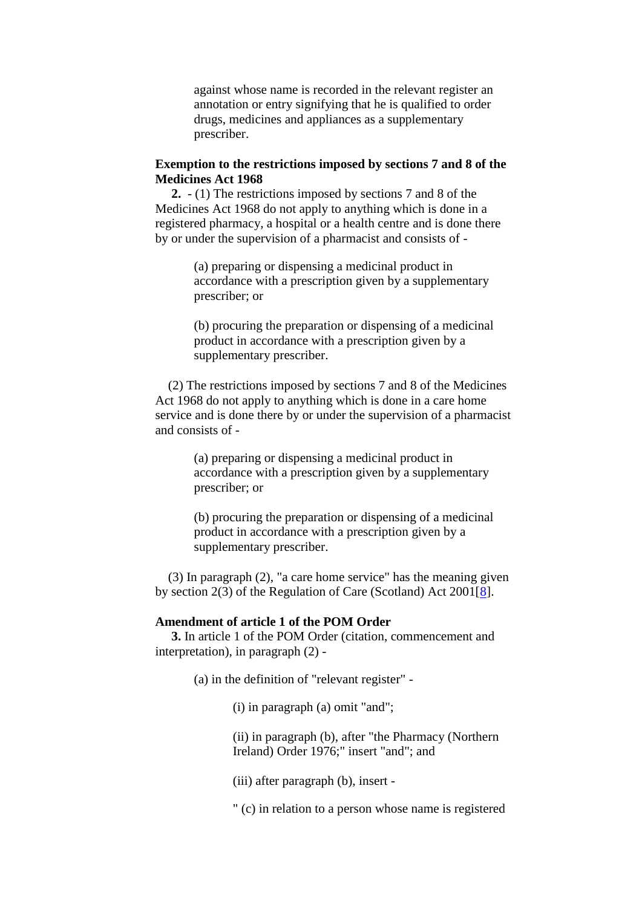against whose name is recorded in the relevant register an annotation or entry signifying that he is qualified to order drugs, medicines and appliances as a supplementary prescriber.

**Exemption to the restrictions imposed by sections 7 and 8 of the Medicines Act 1968**

**2.** - (1) The restrictions imposed by sections 7 and 8 of the Medicines Act 1968 do not apply to anything which is done in a registered pharmacy, a hospital or a health centre and is done there by or under the supervision of a pharmacist and consists of -

> (a) preparing or dispensing a medicinal product in accordance with a prescription given by a supplementary prescriber; or
>
> (b) procuring the preparation or dispensing of a medicinal product in accordance with a prescription given by a supplementary prescriber.

(2) The restrictions imposed by sections 7 and 8 of the Medicines Act 1968 do not apply to anything which is done in a care home service and is done there by or under the supervision of a pharmacist and consists of -

> (a) preparing or dispensing a medicinal product in accordance with a prescription given by a supplementary prescriber; or
>
> (b) procuring the preparation or dispensing of a medicinal product in accordance with a prescription given by a supplementary prescriber.

(3) In paragraph (2), "a care home service" has the meaning given by section 2(3) of the Regulation of Care (Scotland) Act 2001[8].

**Amendment of article 1 of the POM Order**

**3.** In article 1 of the POM Order (citation, commencement and interpretation), in paragraph (2) -

> (a) in the definition of "relevant register" -
>
> > (i) in paragraph (a) omit "and";
> >
> > (ii) in paragraph (b), after "the Pharmacy (Northern Ireland) Order 1976;" insert "and"; and
> >
> > (iii) after paragraph (b), insert -
> >
> > " (c) in relation to a person whose name is registered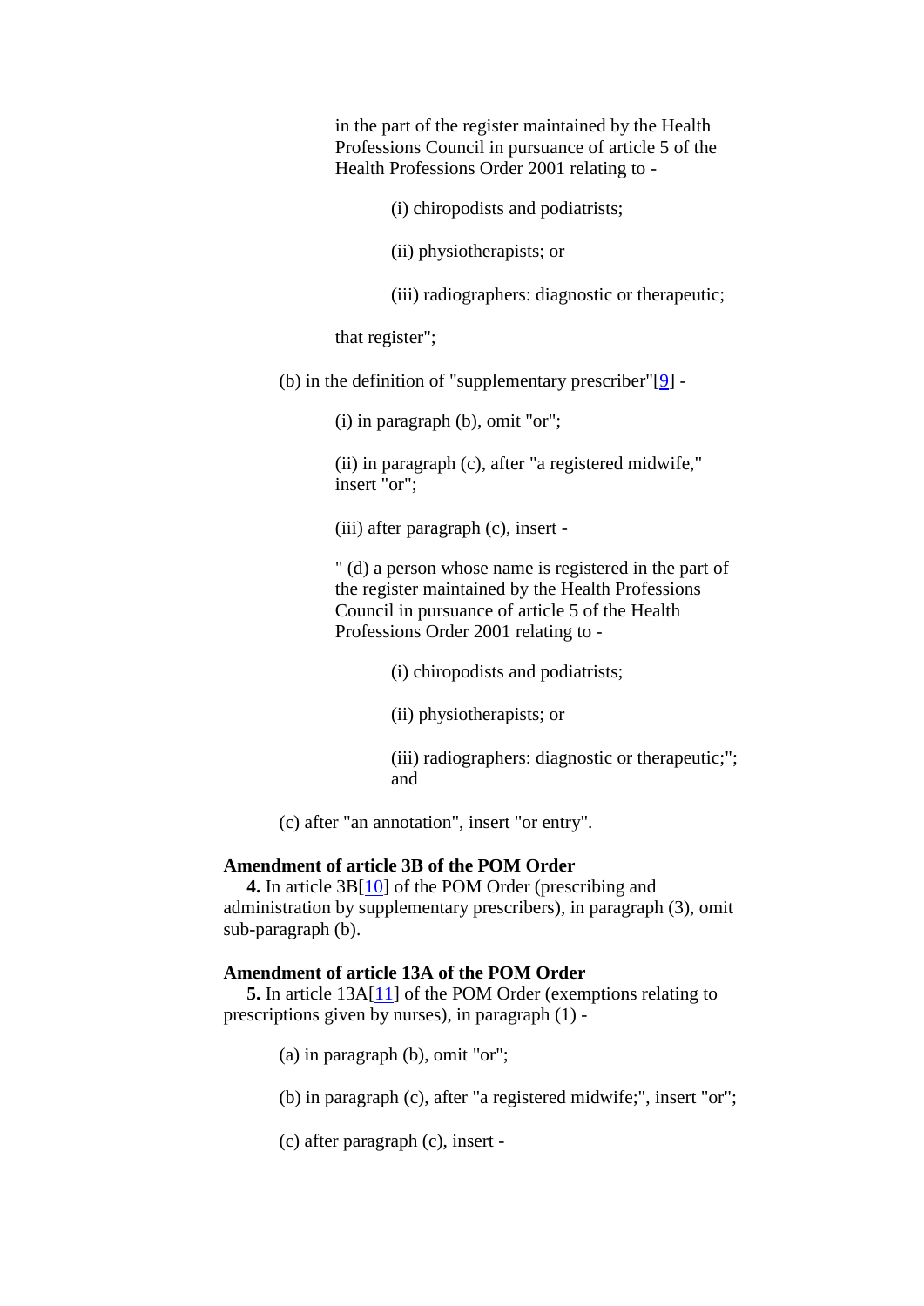in the part of the register maintained by the Health Professions Council in pursuance of article 5 of the Health Professions Order 2001 relating to -

(i) chiropodists and podiatrists;

(ii) physiotherapists; or

(iii) radiographers: diagnostic or therapeutic;

that register";

(b) in the definition of "supplementary prescriber"[9] -

(i) in paragraph (b), omit "or";

(ii) in paragraph (c), after "a registered midwife," insert "or";

(iii) after paragraph (c), insert -

" (d) a person whose name is registered in the part of the register maintained by the Health Professions Council in pursuance of article 5 of the Health Professions Order 2001 relating to -

(i) chiropodists and podiatrists;

(ii) physiotherapists; or

(iii) radiographers: diagnostic or therapeutic;"; and

(c) after "an annotation", insert "or entry".

**Amendment of article 3B of the POM Order**

**4.** In article 3B[10] of the POM Order (prescribing and administration by supplementary prescribers), in paragraph (3), omit sub-paragraph (b).

**Amendment of article 13A of the POM Order**

**5.** In article 13A[11] of the POM Order (exemptions relating to prescriptions given by nurses), in paragraph (1) -

(a) in paragraph (b), omit "or";

(b) in paragraph (c), after "a registered midwife;", insert "or";

(c) after paragraph (c), insert -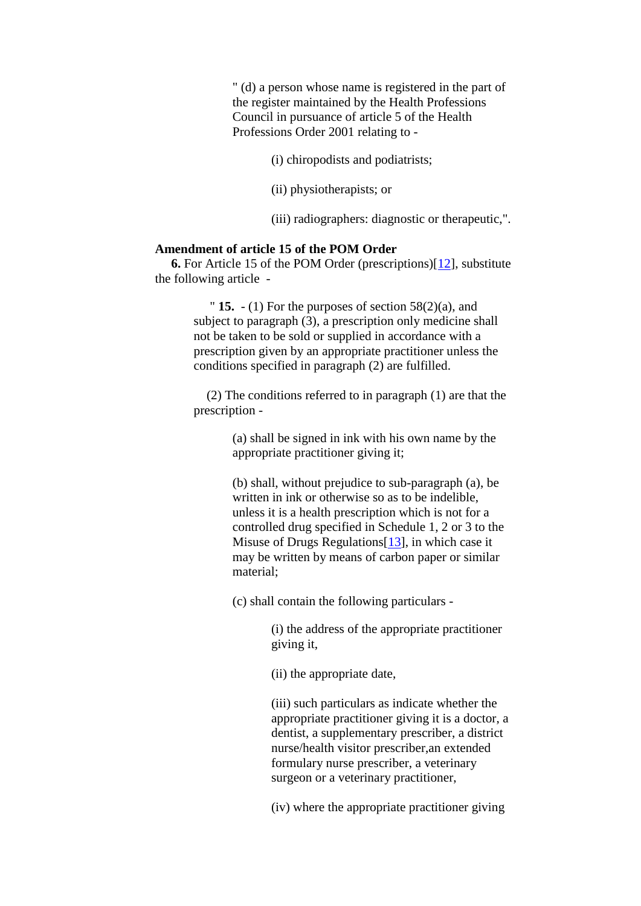" (d) a person whose name is registered in the part of the register maintained by the Health Professions Council in pursuance of article 5 of the Health Professions Order 2001 relating to -

(i) chiropodists and podiatrists;

(ii) physiotherapists; or

(iii) radiographers: diagnostic or therapeutic,".

**Amendment of article 15 of the POM Order**

**6.** For Article 15 of the POM Order (prescriptions)[12], substitute the following article -

" **15.** - (1) For the purposes of section 58(2)(a), and subject to paragraph (3), a prescription only medicine shall not be taken to be sold or supplied in accordance with a prescription given by an appropriate practitioner unless the conditions specified in paragraph (2) are fulfilled.

(2) The conditions referred to in paragraph (1) are that the prescription -

(a) shall be signed in ink with his own name by the appropriate practitioner giving it;

(b) shall, without prejudice to sub-paragraph (a), be written in ink or otherwise so as to be indelible, unless it is a health prescription which is not for a controlled drug specified in Schedule 1, 2 or 3 to the Misuse of Drugs Regulations[13], in which case it may be written by means of carbon paper or similar material;

(c) shall contain the following particulars -

(i) the address of the appropriate practitioner giving it,

(ii) the appropriate date,

(iii) such particulars as indicate whether the appropriate practitioner giving it is a doctor, a dentist, a supplementary prescriber, a district nurse/health visitor prescriber,an extended formulary nurse prescriber, a veterinary surgeon or a veterinary practitioner,

(iv) where the appropriate practitioner giving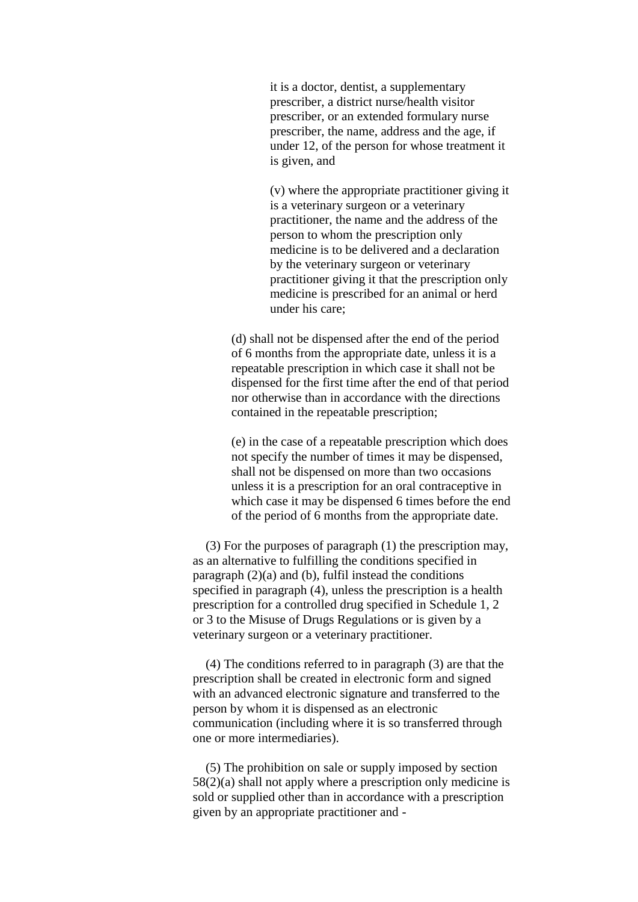it is a doctor, dentist, a supplementary prescriber, a district nurse/health visitor prescriber, or an extended formulary nurse prescriber, the name, address and the age, if under 12, of the person for whose treatment it is given, and

(v) where the appropriate practitioner giving it is a veterinary surgeon or a veterinary practitioner, the name and the address of the person to whom the prescription only medicine is to be delivered and a declaration by the veterinary surgeon or veterinary practitioner giving it that the prescription only medicine is prescribed for an animal or herd under his care;

(d) shall not be dispensed after the end of the period of 6 months from the appropriate date, unless it is a repeatable prescription in which case it shall not be dispensed for the first time after the end of that period nor otherwise than in accordance with the directions contained in the repeatable prescription;

(e) in the case of a repeatable prescription which does not specify the number of times it may be dispensed, shall not be dispensed on more than two occasions unless it is a prescription for an oral contraceptive in which case it may be dispensed 6 times before the end of the period of 6 months from the appropriate date.

(3) For the purposes of paragraph (1) the prescription may, as an alternative to fulfilling the conditions specified in paragraph (2)(a) and (b), fulfil instead the conditions specified in paragraph (4), unless the prescription is a health prescription for a controlled drug specified in Schedule 1, 2 or 3 to the Misuse of Drugs Regulations or is given by a veterinary surgeon or a veterinary practitioner.

(4) The conditions referred to in paragraph (3) are that the prescription shall be created in electronic form and signed with an advanced electronic signature and transferred to the person by whom it is dispensed as an electronic communication (including where it is so transferred through one or more intermediaries).

(5) The prohibition on sale or supply imposed by section 58(2)(a) shall not apply where a prescription only medicine is sold or supplied other than in accordance with a prescription given by an appropriate practitioner and -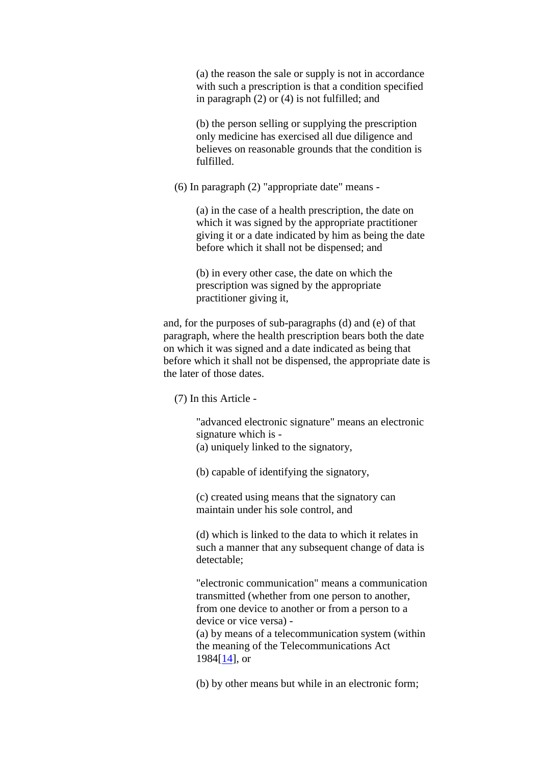(a) the reason the sale or supply is not in accordance with such a prescription is that a condition specified in paragraph (2) or (4) is not fulfilled; and

(b) the person selling or supplying the prescription only medicine has exercised all due diligence and believes on reasonable grounds that the condition is fulfilled.

(6) In paragraph (2) "appropriate date" means -

(a) in the case of a health prescription, the date on which it was signed by the appropriate practitioner giving it or a date indicated by him as being the date before which it shall not be dispensed; and

(b) in every other case, the date on which the prescription was signed by the appropriate practitioner giving it,

and, for the purposes of sub-paragraphs (d) and (e) of that paragraph, where the health prescription bears both the date on which it was signed and a date indicated as being that before which it shall not be dispensed, the appropriate date is the later of those dates.

(7) In this Article -

"advanced electronic signature" means an electronic signature which is -
(a) uniquely linked to the signatory,

(b) capable of identifying the signatory,

(c) created using means that the signatory can maintain under his sole control, and

(d) which is linked to the data to which it relates in such a manner that any subsequent change of data is detectable;

"electronic communication" means a communication transmitted (whether from one person to another, from one device to another or from a person to a device or vice versa) -
(a) by means of a telecommunication system (within the meaning of the Telecommunications Act 1984[14], or

(b) by other means but while in an electronic form;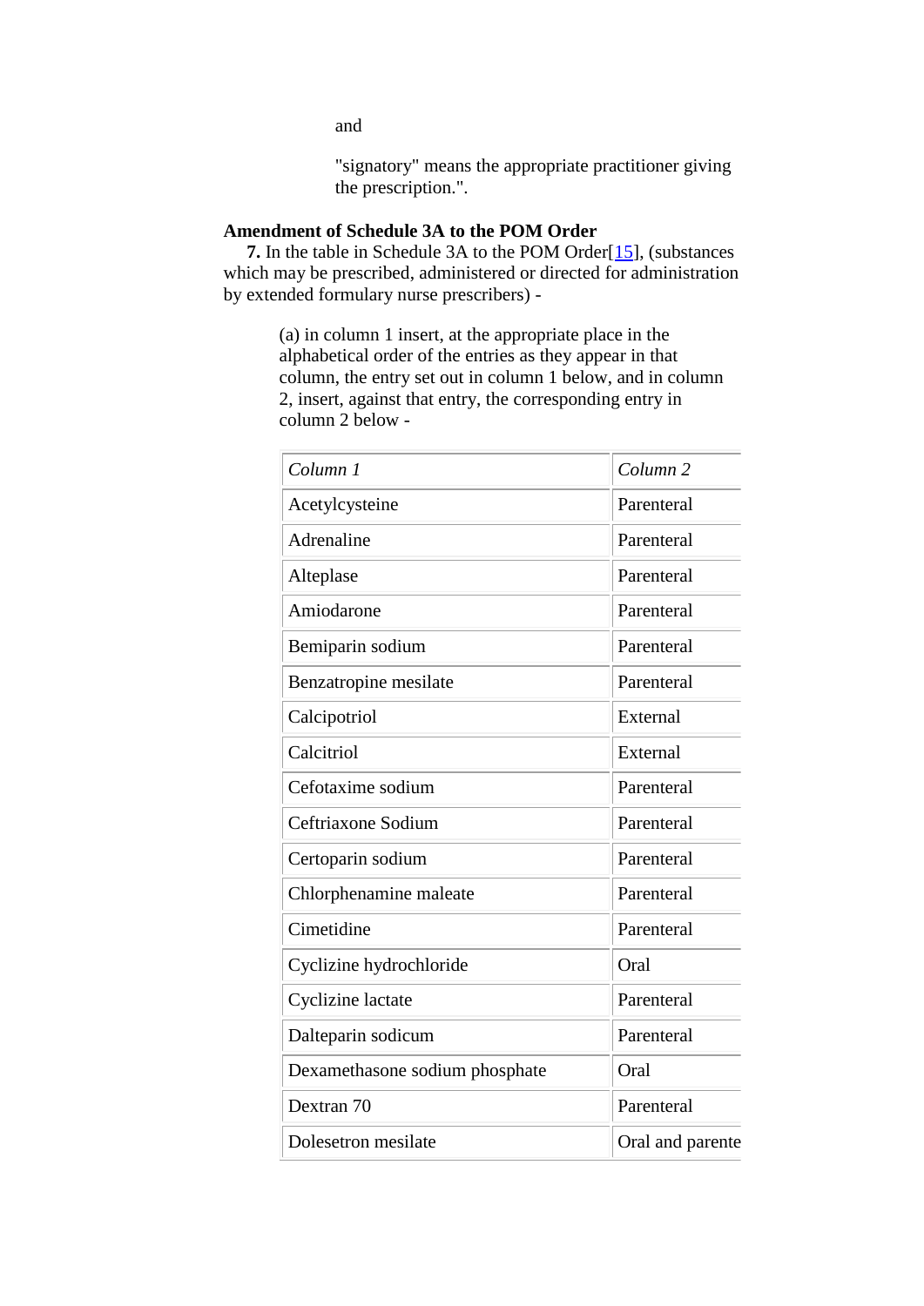and

"signatory" means the appropriate practitioner giving the prescription.".

**Amendment of Schedule 3A to the POM Order**

**7.** In the table in Schedule 3A to the POM Order[15], (substances which may be prescribed, administered or directed for administration by extended formulary nurse prescribers) -

(a) in column 1 insert, at the appropriate place in the alphabetical order of the entries as they appear in that column, the entry set out in column 1 below, and in column 2, insert, against that entry, the corresponding entry in column 2 below -

| *Column 1* | *Column 2* |
|---|---|
| Acetylcysteine | Parenteral |
| Adrenaline | Parenteral |
| Alteplase | Parenteral |
| Amiodarone | Parenteral |
| Bemiparin sodium | Parenteral |
| Benzatropine mesilate | Parenteral |
| Calcipotriol | External |
| Calcitriol | External |
| Cefotaxime sodium | Parenteral |
| Ceftriaxone Sodium | Parenteral |
| Certoparin sodium | Parenteral |
| Chlorphenamine maleate | Parenteral |
| Cimetidine | Parenteral |
| Cyclizine hydrochloride | Oral |
| Cyclizine lactate | Parenteral |
| Dalteparin sodicum | Parenteral |
| Dexamethasone sodium phosphate | Oral |
| Dextran 70 | Parenteral |
| Dolesetron mesilate | Oral and parente |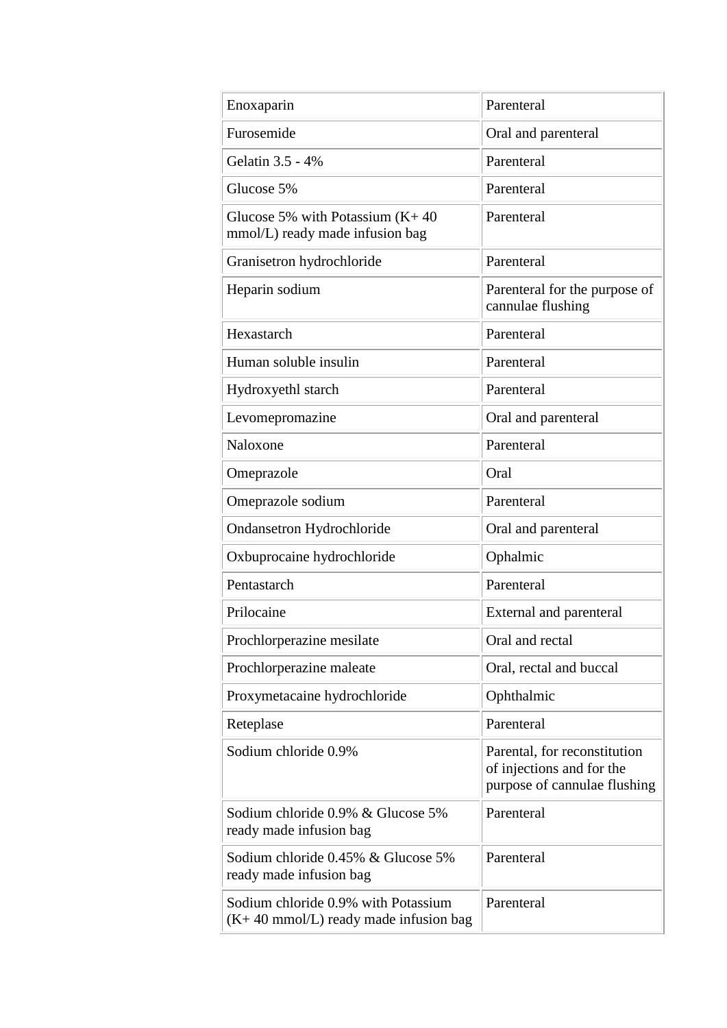| Enoxaparin | Parenteral |
|---|---|
| Furosemide | Oral and parenteral |
| Gelatin 3.5 - 4% | Parenteral |
| Glucose 5% | Parenteral |
| Glucose 5% with Potassium (K+ 40 mmol/L) ready made infusion bag | Parenteral |
| Granisetron hydrochloride | Parenteral |
| Heparin sodium | Parenteral for the purpose of cannulae flushing |
| Hexastarch | Parenteral |
| Human soluble insulin | Parenteral |
| Hydroxyethl starch | Parenteral |
| Levomepromazine | Oral and parenteral |
| Naloxone | Parenteral |
| Omeprazole | Oral |
| Omeprazole sodium | Parenteral |
| Ondansetron Hydrochloride | Oral and parenteral |
| Oxbuprocaine hydrochloride | Ophalmic |
| Pentastarch | Parenteral |
| Prilocaine | External and parenteral |
| Prochlorperazine mesilate | Oral and rectal |
| Prochlorperazine maleate | Oral, rectal and buccal |
| Proxymetacaine hydrochloride | Ophthalmic |
| Reteplase | Parenteral |
| Sodium chloride 0.9% | Parental, for reconstitution of injections and for the purpose of cannulae flushing |
| Sodium chloride 0.9% & Glucose 5% ready made infusion bag | Parenteral |
| Sodium chloride 0.45% & Glucose 5% ready made infusion bag | Parenteral |
| Sodium chloride 0.9% with Potassium (K+ 40 mmol/L) ready made infusion bag | Parenteral |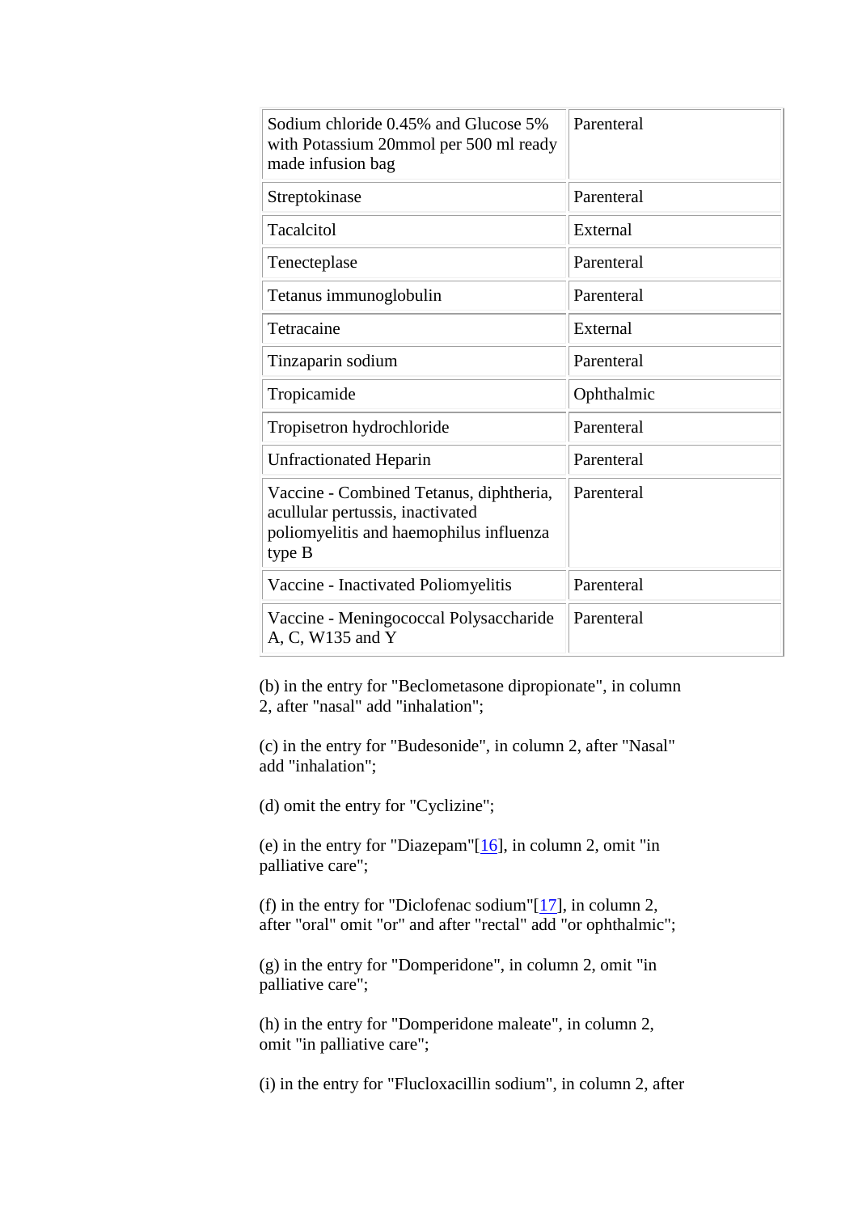| | |
|---|---|
| Sodium chloride 0.45% and Glucose 5% with Potassium 20mmol per 500 ml ready made infusion bag | Parenteral |
| Streptokinase | Parenteral |
| Tacalcitol | External |
| Tenecteplase | Parenteral |
| Tetanus immunoglobulin | Parenteral |
| Tetracaine | External |
| Tinzaparin sodium | Parenteral |
| Tropicamide | Ophthalmic |
| Tropisetron hydrochloride | Parenteral |
| Unfractionated Heparin | Parenteral |
| Vaccine - Combined Tetanus, diphtheria, acullular pertussis, inactivated poliomyelitis and haemophilus influenza type B | Parenteral |
| Vaccine - Inactivated Poliomyelitis | Parenteral |
| Vaccine - Meningococcal Polysaccharide A, C, W135 and Y | Parenteral |

(b) in the entry for "Beclometasone dipropionate", in column 2, after "nasal" add "inhalation";

(c) in the entry for "Budesonide", in column 2, after "Nasal" add "inhalation";

(d) omit the entry for "Cyclizine";

(e) in the entry for "Diazepam"[16], in column 2, omit "in palliative care";

(f) in the entry for "Diclofenac sodium"[17], in column 2, after "oral" omit "or" and after "rectal" add "or ophthalmic";

(g) in the entry for "Domperidone", in column 2, omit "in palliative care";

(h) in the entry for "Domperidone maleate", in column 2, omit "in palliative care";

(i) in the entry for "Flucloxacillin sodium", in column 2, after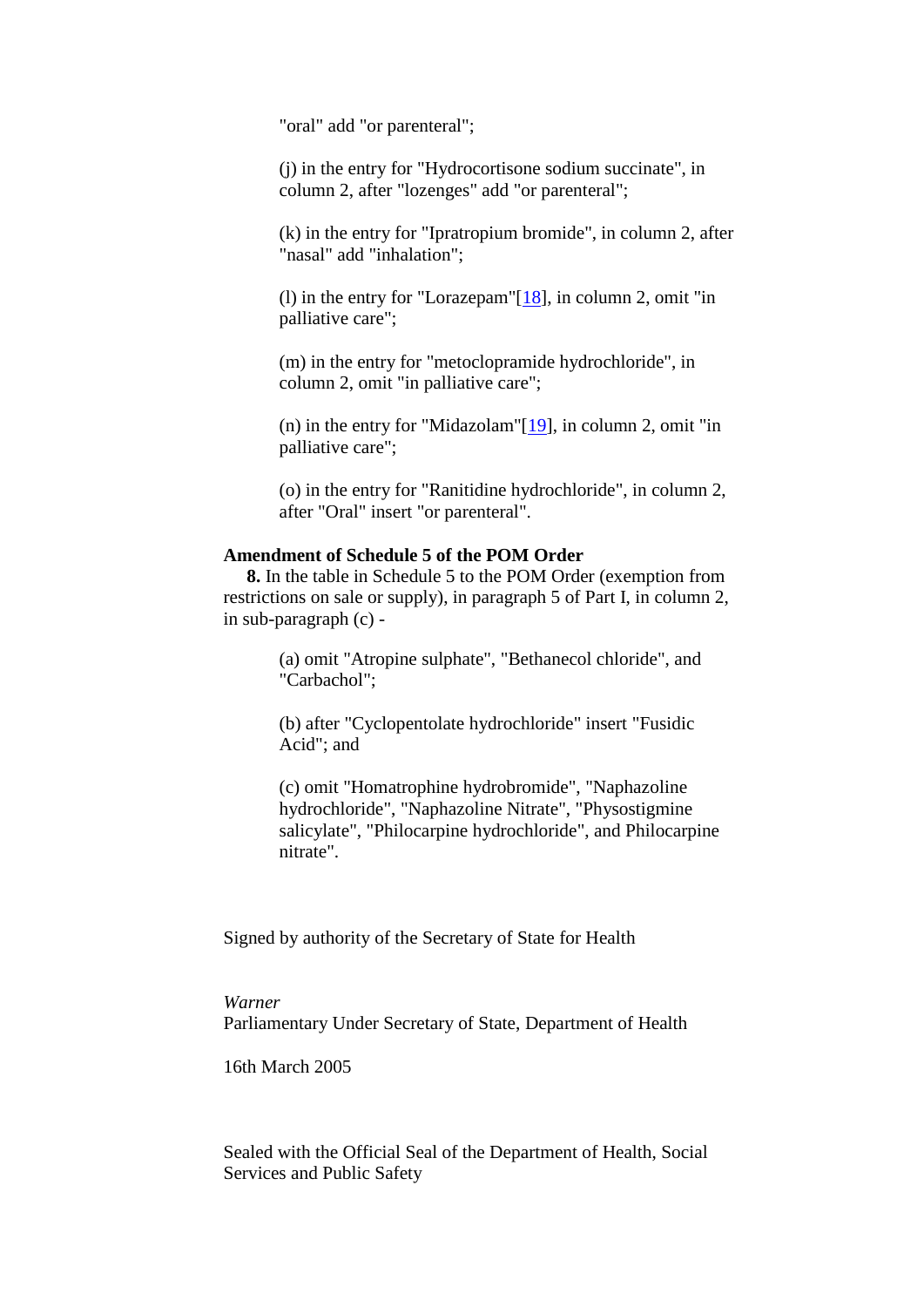"oral" add "or parenteral";

(j) in the entry for "Hydrocortisone sodium succinate", in column 2, after "lozenges" add "or parenteral";

(k) in the entry for "Ipratropium bromide", in column 2, after "nasal" add "inhalation";

(l) in the entry for "Lorazepam"[18], in column 2, omit "in palliative care";

(m) in the entry for "metoclopramide hydrochloride", in column 2, omit "in palliative care";

(n) in the entry for "Midazolam"[19], in column 2, omit "in palliative care";

(o) in the entry for "Ranitidine hydrochloride", in column 2, after "Oral" insert "or parenteral".

**Amendment of Schedule 5 of the POM Order**

**8.** In the table in Schedule 5 to the POM Order (exemption from restrictions on sale or supply), in paragraph 5 of Part I, in column 2, in sub-paragraph (c) -

(a) omit "Atropine sulphate", "Bethanecol chloride", and "Carbachol";

(b) after "Cyclopentolate hydrochloride" insert "Fusidic Acid"; and

(c) omit "Homatrophine hydrobromide", "Naphazoline hydrochloride", "Naphazoline Nitrate", "Physostigmine salicylate", "Philocarpine hydrochloride", and Philocarpine nitrate".

Signed by authority of the Secretary of State for Health

*Warner*
Parliamentary Under Secretary of State, Department of Health

16th March 2005

Sealed with the Official Seal of the Department of Health, Social Services and Public Safety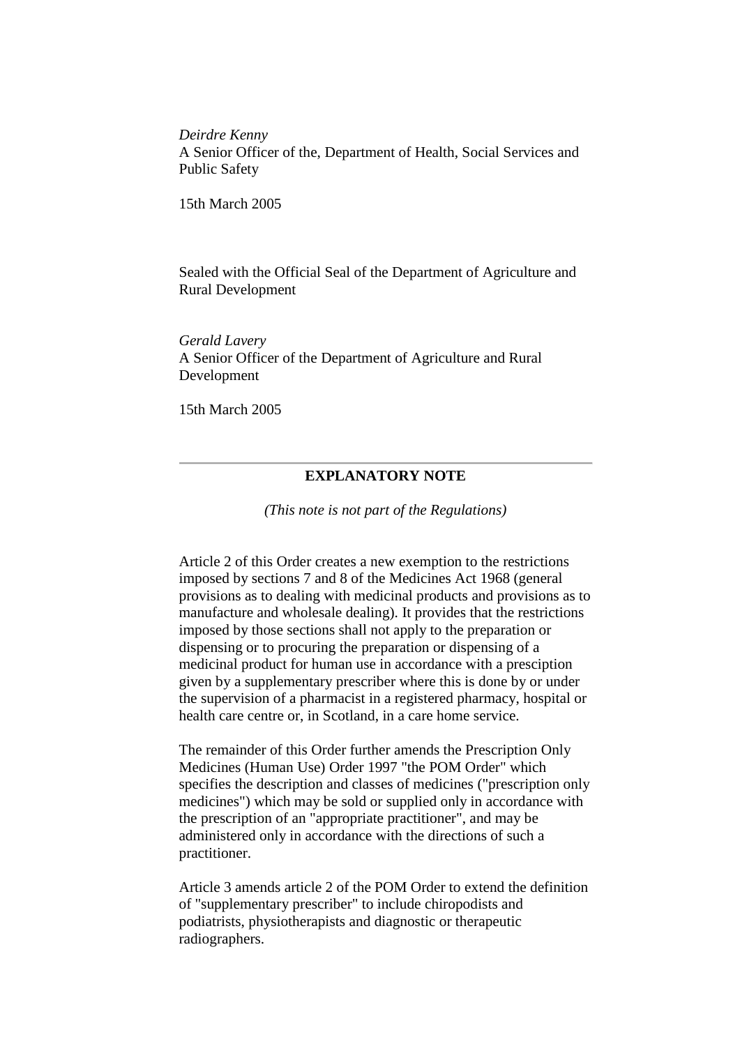*Deirdre Kenny*
A Senior Officer of the, Department of Health, Social Services and Public Safety

15th March 2005

Sealed with the Official Seal of the Department of Agriculture and Rural Development

*Gerald Lavery*
A Senior Officer of the Department of Agriculture and Rural Development

15th March 2005

---

## EXPLANATORY NOTE

*(This note is not part of the Regulations)*

Article 2 of this Order creates a new exemption to the restrictions imposed by sections 7 and 8 of the Medicines Act 1968 (general provisions as to dealing with medicinal products and provisions as to manufacture and wholesale dealing). It provides that the restrictions imposed by those sections shall not apply to the preparation or dispensing or to procuring the preparation or dispensing of a medicinal product for human use in accordance with a presciption given by a supplementary prescriber where this is done by or under the supervision of a pharmacist in a registered pharmacy, hospital or health care centre or, in Scotland, in a care home service.

The remainder of this Order further amends the Prescription Only Medicines (Human Use) Order 1997 "the POM Order" which specifies the description and classes of medicines ("prescription only medicines") which may be sold or supplied only in accordance with the prescription of an "appropriate practitioner", and may be administered only in accordance with the directions of such a practitioner.

Article 3 amends article 2 of the POM Order to extend the definition of "supplementary prescriber" to include chiropodists and podiatrists, physiotherapists and diagnostic or therapeutic radiographers.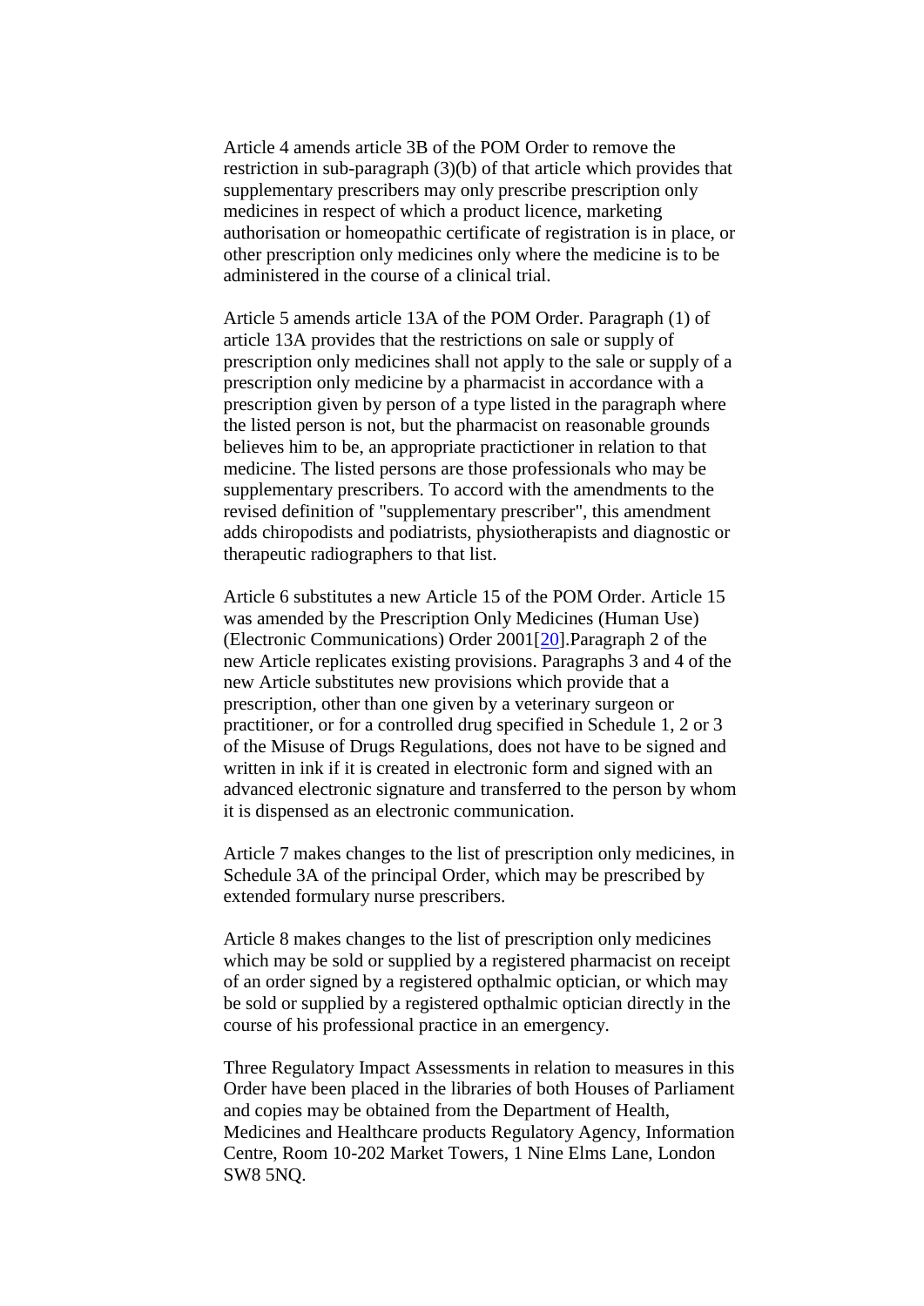Article 4 amends article 3B of the POM Order to remove the restriction in sub-paragraph (3)(b) of that article which provides that supplementary prescribers may only prescribe prescription only medicines in respect of which a product licence, marketing authorisation or homeopathic certificate of registration is in place, or other prescription only medicines only where the medicine is to be administered in the course of a clinical trial.

Article 5 amends article 13A of the POM Order. Paragraph (1) of article 13A provides that the restrictions on sale or supply of prescription only medicines shall not apply to the sale or supply of a prescription only medicine by a pharmacist in accordance with a prescription given by person of a type listed in the paragraph where the listed person is not, but the pharmacist on reasonable grounds believes him to be, an appropriate practictioner in relation to that medicine. The listed persons are those professionals who may be supplementary prescribers. To accord with the amendments to the revised definition of "supplementary prescriber", this amendment adds chiropodists and podiatrists, physiotherapists and diagnostic or therapeutic radiographers to that list.

Article 6 substitutes a new Article 15 of the POM Order. Article 15 was amended by the Prescription Only Medicines (Human Use) (Electronic Communications) Order 2001[20].Paragraph 2 of the new Article replicates existing provisions. Paragraphs 3 and 4 of the new Article substitutes new provisions which provide that a prescription, other than one given by a veterinary surgeon or practitioner, or for a controlled drug specified in Schedule 1, 2 or 3 of the Misuse of Drugs Regulations, does not have to be signed and written in ink if it is created in electronic form and signed with an advanced electronic signature and transferred to the person by whom it is dispensed as an electronic communication.

Article 7 makes changes to the list of prescription only medicines, in Schedule 3A of the principal Order, which may be prescribed by extended formulary nurse prescribers.

Article 8 makes changes to the list of prescription only medicines which may be sold or supplied by a registered pharmacist on receipt of an order signed by a registered opthalmic optician, or which may be sold or supplied by a registered opthalmic optician directly in the course of his professional practice in an emergency.

Three Regulatory Impact Assessments in relation to measures in this Order have been placed in the libraries of both Houses of Parliament and copies may be obtained from the Department of Health, Medicines and Healthcare products Regulatory Agency, Information Centre, Room 10-202 Market Towers, 1 Nine Elms Lane, London SW8 5NQ.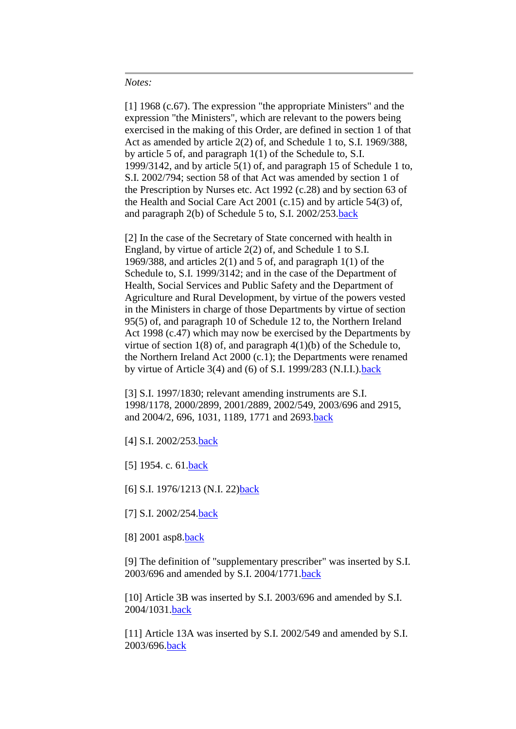---

*Notes:*

[1] 1968 (c.67). The expression "the appropriate Ministers" and the expression "the Ministers", which are relevant to the powers being exercised in the making of this Order, are defined in section 1 of that Act as amended by article 2(2) of, and Schedule 1 to, S.I. 1969/388, by article 5 of, and paragraph 1(1) of the Schedule to, S.I. 1999/3142, and by article 5(1) of, and paragraph 15 of Schedule 1 to, S.I. 2002/794; section 58 of that Act was amended by section 1 of the Prescription by Nurses etc. Act 1992 (c.28) and by section 63 of the Health and Social Care Act 2001 (c.15) and by article 54(3) of, and paragraph 2(b) of Schedule 5 to, S.I. 2002/253.back

[2] In the case of the Secretary of State concerned with health in England, by virtue of article 2(2) of, and Schedule 1 to S.I. 1969/388, and articles 2(1) and 5 of, and paragraph 1(1) of the Schedule to, S.I. 1999/3142; and in the case of the Department of Health, Social Services and Public Safety and the Department of Agriculture and Rural Development, by virtue of the powers vested in the Ministers in charge of those Departments by virtue of section 95(5) of, and paragraph 10 of Schedule 12 to, the Northern Ireland Act 1998 (c.47) which may now be exercised by the Departments by virtue of section 1(8) of, and paragraph 4(1)(b) of the Schedule to, the Northern Ireland Act 2000 (c.1); the Departments were renamed by virtue of Article 3(4) and (6) of S.I. 1999/283 (N.I.I.).back

[3] S.I. 1997/1830; relevant amending instruments are S.I. 1998/1178, 2000/2899, 2001/2889, 2002/549, 2003/696 and 2915, and 2004/2, 696, 1031, 1189, 1771 and 2693.back

[4] S.I. 2002/253.back

[5] 1954. c. 61.back

[6] S.I. 1976/1213 (N.I. 22)back

[7] S.I. 2002/254.back

[8] 2001 asp8.back

[9] The definition of "supplementary prescriber" was inserted by S.I. 2003/696 and amended by S.I. 2004/1771.back

[10] Article 3B was inserted by S.I. 2003/696 and amended by S.I. 2004/1031.back

[11] Article 13A was inserted by S.I. 2002/549 and amended by S.I. 2003/696.back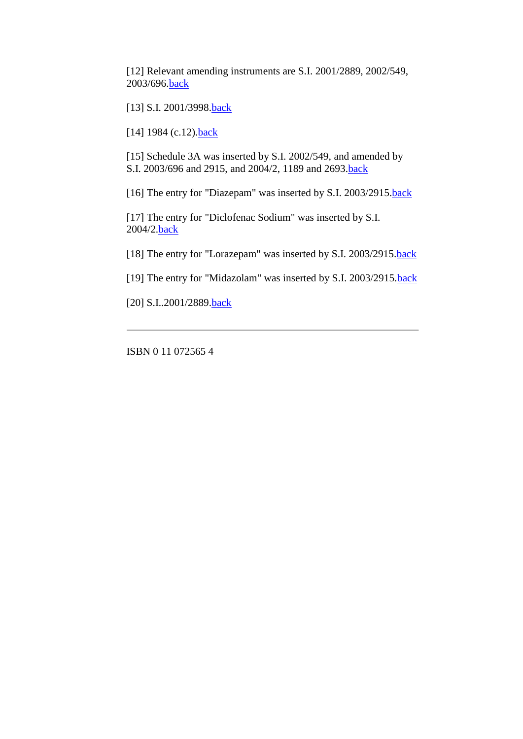[12] Relevant amending instruments are S.I. 2001/2889, 2002/549, 2003/696.back

[13] S.I. 2001/3998.back

[14] 1984 (c.12).back

[15] Schedule 3A was inserted by S.I. 2002/549, and amended by S.I. 2003/696 and 2915, and 2004/2, 1189 and 2693.back

[16] The entry for "Diazepam" was inserted by S.I. 2003/2915.back

[17] The entry for "Diclofenac Sodium" was inserted by S.I. 2004/2.back

[18] The entry for "Lorazepam" was inserted by S.I. 2003/2915.back

[19] The entry for "Midazolam" was inserted by S.I. 2003/2915.back

[20] S.I..2001/2889.back

---

ISBN 0 11 072565 4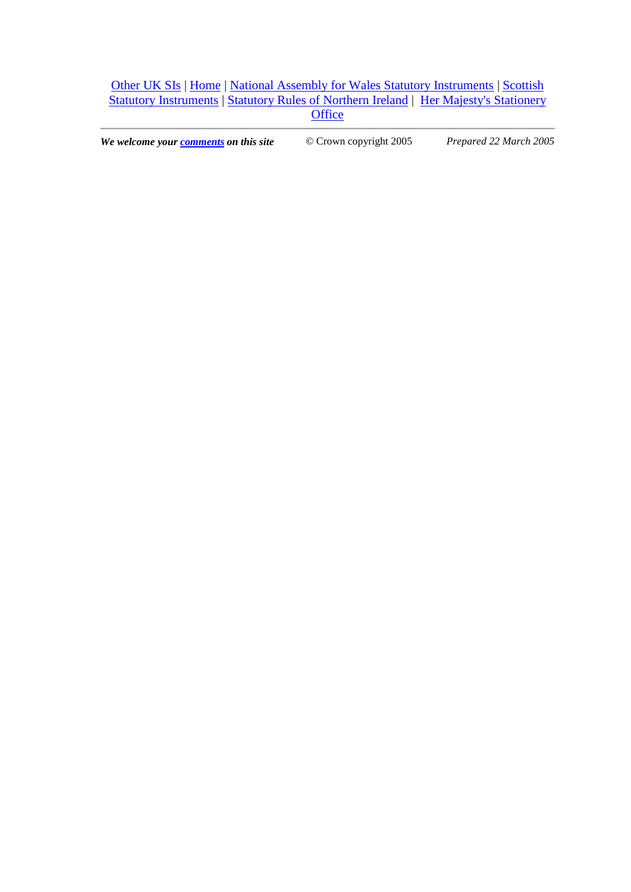Other UK SIs | Home | National Assembly for Wales Statutory Instruments | Scottish Statutory Instruments | Statutory Rules of Northern Ireland | Her Majesty's Stationery Office

---

***We welcome your comments on this site*** © Crown copyright 2005 *Prepared 22 March 2005*